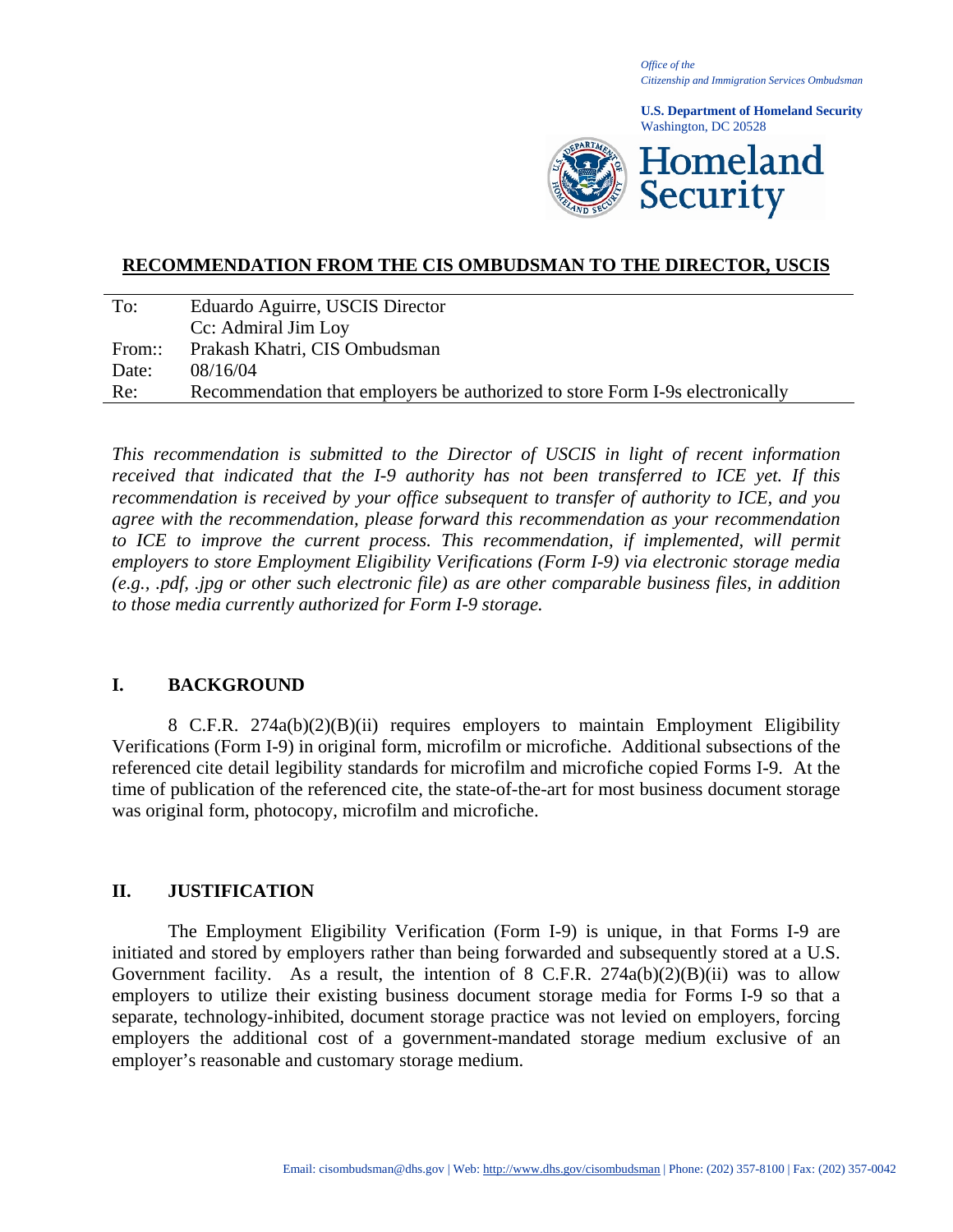*Office of the*
*Citizenship and Immigration Services Ombudsman*

**U.S. Department of Homeland Security**
Washington, DC 20528

**Homeland Security**

## RECOMMENDATION FROM THE CIS OMBUDSMAN TO THE DIRECTOR, USCIS

| | |
|---|---|
| To: | Eduardo Aguirre, USCIS Director |
| | Cc: Admiral Jim Loy |
| From:: | Prakash Khatri, CIS Ombudsman |
| Date: | 08/16/04 |
| Re: | Recommendation that employers be authorized to store Form I-9s electronically |

*This recommendation is submitted to the Director of USCIS in light of recent information received that indicated that the I-9 authority has not been transferred to ICE yet. If this recommendation is received by your office subsequent to transfer of authority to ICE, and you agree with the recommendation, please forward this recommendation as your recommendation to ICE to improve the current process. This recommendation, if implemented, will permit employers to store Employment Eligibility Verifications (Form I-9) via electronic storage media (e.g., .pdf, .jpg or other such electronic file) as are other comparable business files, in addition to those media currently authorized for Form I-9 storage.*

## I. BACKGROUND

8 C.F.R. 274a(b)(2)(B)(ii) requires employers to maintain Employment Eligibility Verifications (Form I-9) in original form, microfilm or microfiche. Additional subsections of the referenced cite detail legibility standards for microfilm and microfiche copied Forms I-9. At the time of publication of the referenced cite, the state-of-the-art for most business document storage was original form, photocopy, microfilm and microfiche.

## II. JUSTIFICATION

The Employment Eligibility Verification (Form I-9) is unique, in that Forms I-9 are initiated and stored by employers rather than being forwarded and subsequently stored at a U.S. Government facility. As a result, the intention of 8 C.F.R. 274a(b)(2)(B)(ii) was to allow employers to utilize their existing business document storage media for Forms I-9 so that a separate, technology-inhibited, document storage practice was not levied on employers, forcing employers the additional cost of a government-mandated storage medium exclusive of an employer's reasonable and customary storage medium.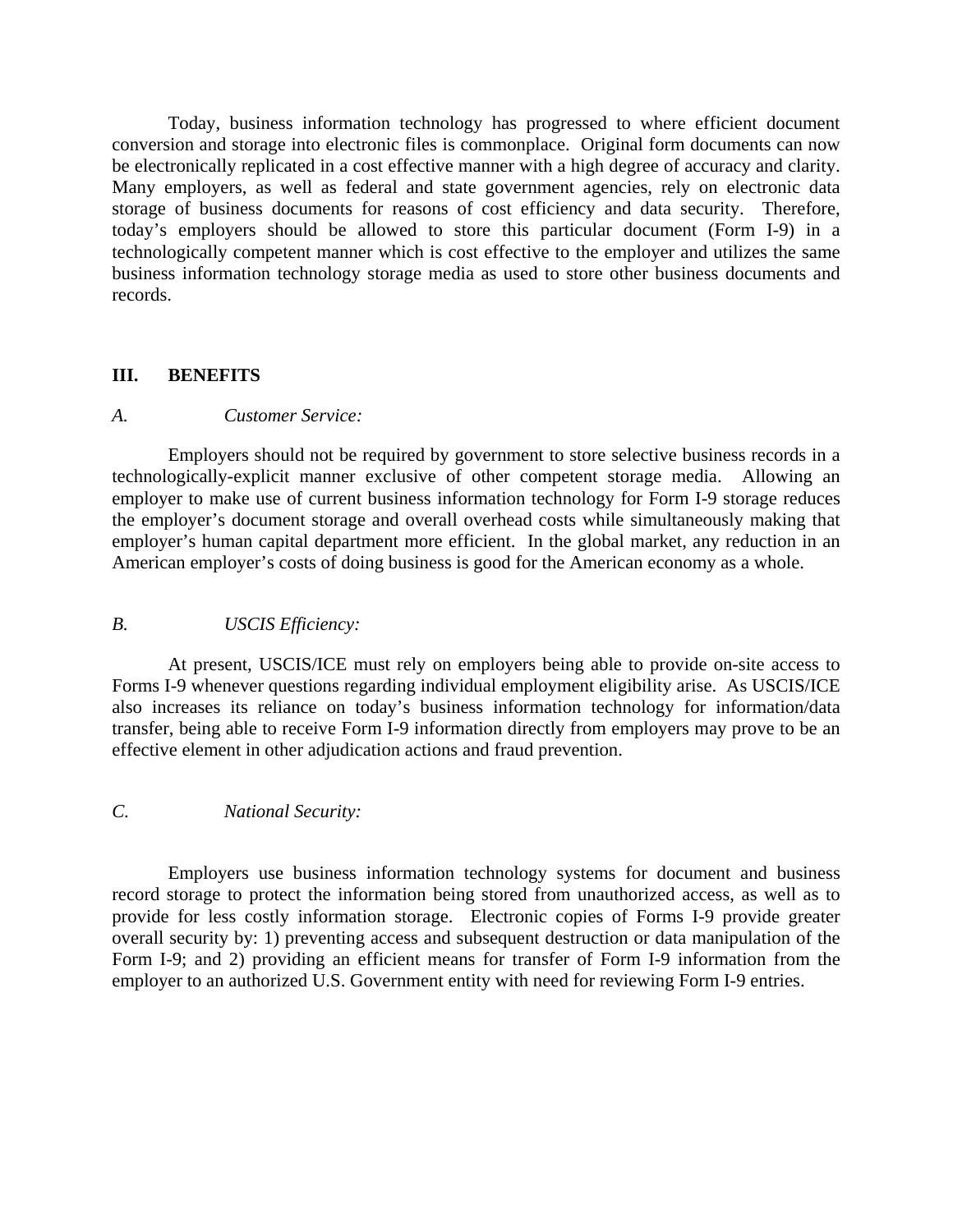Today, business information technology has progressed to where efficient document conversion and storage into electronic files is commonplace. Original form documents can now be electronically replicated in a cost effective manner with a high degree of accuracy and clarity. Many employers, as well as federal and state government agencies, rely on electronic data storage of business documents for reasons of cost efficiency and data security. Therefore, today's employers should be allowed to store this particular document (Form I-9) in a technologically competent manner which is cost effective to the employer and utilizes the same business information technology storage media as used to store other business documents and records.

## III. BENEFITS

### *A. Customer Service:*

Employers should not be required by government to store selective business records in a technologically-explicit manner exclusive of other competent storage media. Allowing an employer to make use of current business information technology for Form I-9 storage reduces the employer's document storage and overall overhead costs while simultaneously making that employer's human capital department more efficient. In the global market, any reduction in an American employer's costs of doing business is good for the American economy as a whole.

### *B. USCIS Efficiency:*

At present, USCIS/ICE must rely on employers being able to provide on-site access to Forms I-9 whenever questions regarding individual employment eligibility arise. As USCIS/ICE also increases its reliance on today's business information technology for information/data transfer, being able to receive Form I-9 information directly from employers may prove to be an effective element in other adjudication actions and fraud prevention.

### *C. National Security:*

Employers use business information technology systems for document and business record storage to protect the information being stored from unauthorized access, as well as to provide for less costly information storage. Electronic copies of Forms I-9 provide greater overall security by: 1) preventing access and subsequent destruction or data manipulation of the Form I-9; and 2) providing an efficient means for transfer of Form I-9 information from the employer to an authorized U.S. Government entity with need for reviewing Form I-9 entries.